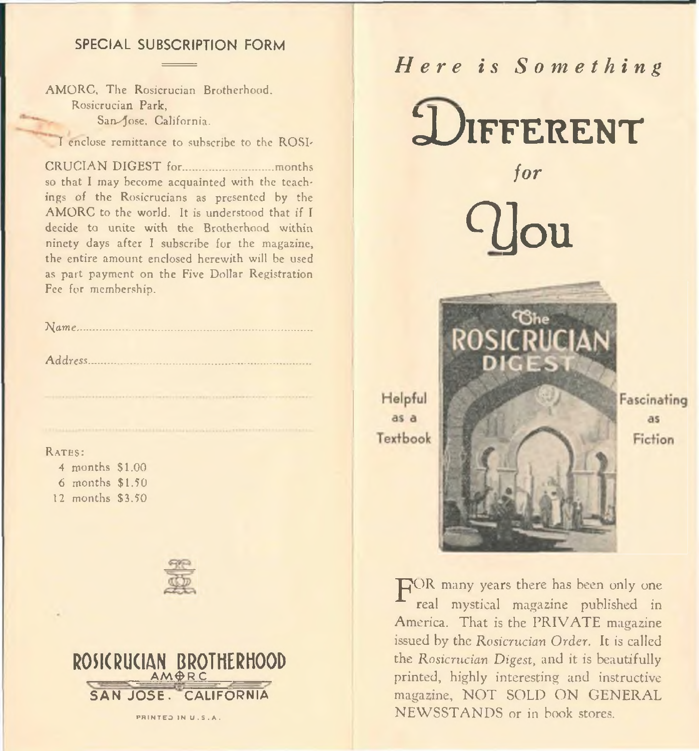## SPECIAL SUBSCRIPTION FORM

AMORC, The Rosicrucian Brotherhood,
Rosicrucian Park,
San Jose, California.

I enclose remittance to subscribe to the ROSICRUCIAN DIGEST for............................months so that I may become acquainted with the teachings of the Rosicrucians as presented by the AMORC to the world. It is understood that if I decide to unite with the Brotherhood within ninety days after I subscribe for the magazine, the entire amount enclosed herewith will be used as part payment on the Five Dollar Registration Fee for membership.

*Name*..................................................................

*Address*..............................................................

..........................................................................

..........................................................................

RATES:

4 months $1.00
6 months $1.50
12 months $3.50

**ROSICRUCIAN BROTHERHOOD**
AMORC
SAN JOSE. CALIFORNIA

PRINTED IN U.S.A.

# *Here is Something* DIFFERENT *for* You

The ROSICRUCIAN DIGEST

Helpful as a Textbook

Fascinating as Fiction

FOR many years there has been only one real mystical magazine published in America. That is the PRIVATE magazine issued by the *Rosicrucian Order*. It is called the *Rosicrucian Digest*, and it is beautifully printed, highly interesting and instructive magazine, NOT SOLD ON GENERAL NEWSSTANDS or in book stores.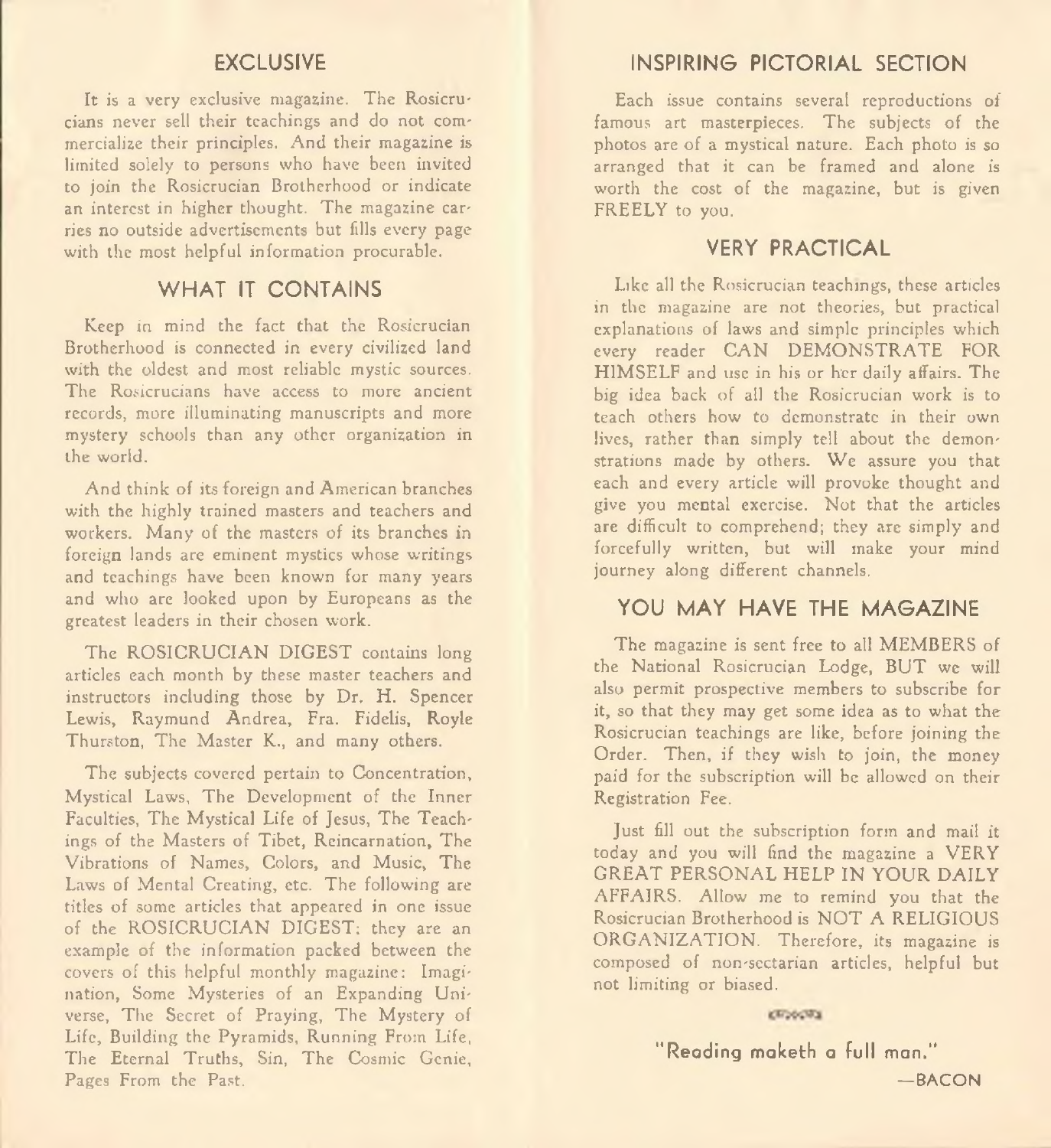## EXCLUSIVE

It is a very exclusive magazine. The Rosicrucians never sell their teachings and do not commercialize their principles. And their magazine is limited solely to persons who have been invited to join the Rosicrucian Brotherhood or indicate an interest in higher thought. The magazine carries no outside advertisements but fills every page with the most helpful information procurable.

## WHAT IT CONTAINS

Keep in mind the fact that the Rosicrucian Brotherhood is connected in every civilized land with the oldest and most reliable mystic sources. The Rosicrucians have access to more ancient records, more illuminating manuscripts and more mystery schools than any other organization in the world.

And think of its foreign and American branches with the highly trained masters and teachers and workers. Many of the masters of its branches in foreign lands are eminent mystics whose writings and teachings have been known for many years and who are looked upon by Europeans as the greatest leaders in their chosen work.

The ROSICRUCIAN DIGEST contains long articles each month by these master teachers and instructors including those by Dr. H. Spencer Lewis, Raymund Andrea, Fra. Fidelis, Royle Thurston, The Master K., and many others.

The subjects covered pertain to Concentration, Mystical Laws, The Development of the Inner Faculties, The Mystical Life of Jesus, The Teachings of the Masters of Tibet, Reincarnation, The Vibrations of Names, Colors, and Music, The Laws of Mental Creating, etc. The following are titles of some articles that appeared in one issue of the ROSICRUCIAN DIGEST; they are an example of the information packed between the covers of this helpful monthly magazine: Imagination, Some Mysteries of an Expanding Universe, The Secret of Praying, The Mystery of Life, Building the Pyramids, Running From Life, The Eternal Truths, Sin, The Cosmic Genie, Pages From the Past.

## INSPIRING PICTORIAL SECTION

Each issue contains several reproductions of famous art masterpieces. The subjects of the photos are of a mystical nature. Each photo is so arranged that it can be framed and alone is worth the cost of the magazine, but is given FREELY to you.

## VERY PRACTICAL

Like all the Rosicrucian teachings, these articles in the magazine are not theories, but practical explanations of laws and simple principles which every reader CAN DEMONSTRATE FOR HIMSELF and use in his or her daily affairs. The big idea back of all the Rosicrucian work is to teach others how to demonstrate in their own lives, rather than simply tell about the demonstrations made by others. We assure you that each and every article will provoke thought and give you mental exercise. Not that the articles are difficult to comprehend; they are simply and forcefully written, but will make your mind journey along different channels.

## YOU MAY HAVE THE MAGAZINE

The magazine is sent free to all MEMBERS of the National Rosicrucian Lodge, BUT we will also permit prospective members to subscribe for it, so that they may get some idea as to what the Rosicrucian teachings are like, before joining the Order. Then, if they wish to join, the money paid for the subscription will be allowed on their Registration Fee.

Just fill out the subscription form and mail it today and you will find the magazine a VERY GREAT PERSONAL HELP IN YOUR DAILY AFFAIRS. Allow me to remind you that the Rosicrucian Brotherhood is NOT A RELIGIOUS ORGANIZATION. Therefore, its magazine is composed of non-sectarian articles, helpful but not limiting or biased.

"Reading maketh a full man."

—BACON